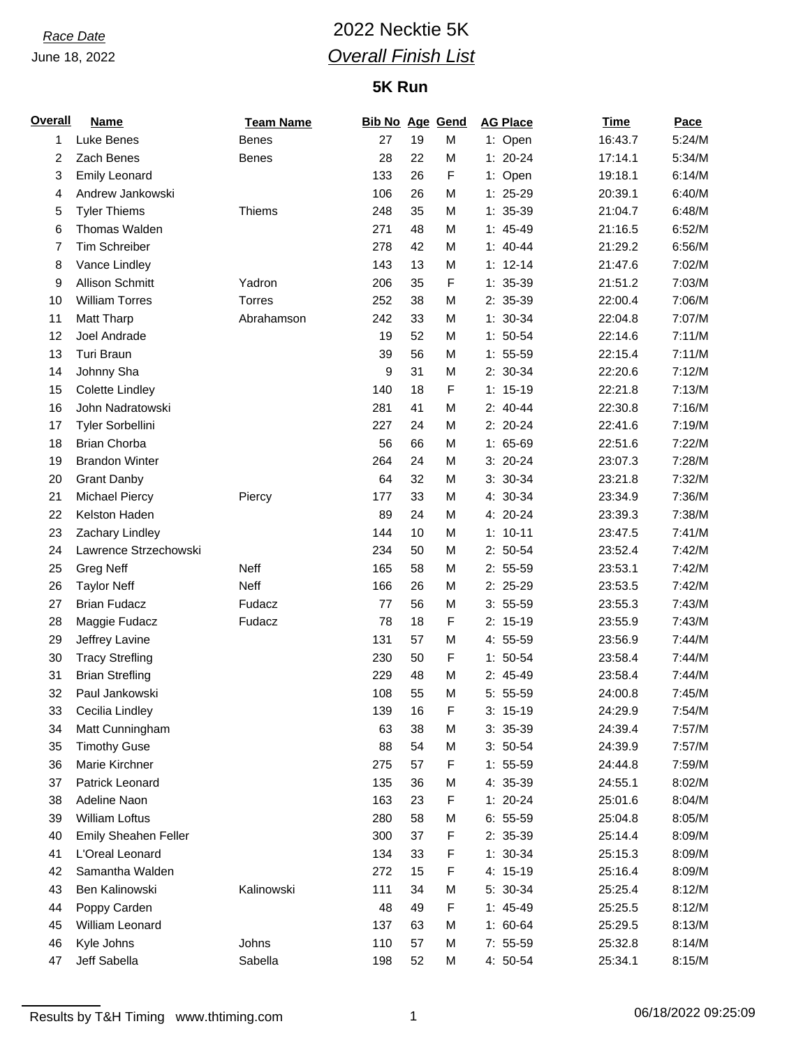*Race Date*

June 18, 2022

# 2022 Necktie 5K

## *Overall Finish List*

### 5K Run

| Overall | Name | Team Name | Bib No | Age | Gend | AG Place | Time | Pace |
|---|---|---|---|---|---|---|---|---|
| 1 | Luke Benes | Benes | 27 | 19 | M | 1: Open | 16:43.7 | 5:24/M |
| 2 | Zach Benes | Benes | 28 | 22 | M | 1: 20-24 | 17:14.1 | 5:34/M |
| 3 | Emily Leonard | | 133 | 26 | F | 1: Open | 19:18.1 | 6:14/M |
| 4 | Andrew Jankowski | | 106 | 26 | M | 1: 25-29 | 20:39.1 | 6:40/M |
| 5 | Tyler Thiems | Thiems | 248 | 35 | M | 1: 35-39 | 21:04.7 | 6:48/M |
| 6 | Thomas Walden | | 271 | 48 | M | 1: 45-49 | 21:16.5 | 6:52/M |
| 7 | Tim Schreiber | | 278 | 42 | M | 1: 40-44 | 21:29.2 | 6:56/M |
| 8 | Vance Lindley | | 143 | 13 | M | 1: 12-14 | 21:47.6 | 7:02/M |
| 9 | Allison Schmitt | Yadron | 206 | 35 | F | 1: 35-39 | 21:51.2 | 7:03/M |
| 10 | William Torres | Torres | 252 | 38 | M | 2: 35-39 | 22:00.4 | 7:06/M |
| 11 | Matt Tharp | Abrahamson | 242 | 33 | M | 1: 30-34 | 22:04.8 | 7:07/M |
| 12 | Joel Andrade | | 19 | 52 | M | 1: 50-54 | 22:14.6 | 7:11/M |
| 13 | Turi Braun | | 39 | 56 | M | 1: 55-59 | 22:15.4 | 7:11/M |
| 14 | Johnny Sha | | 9 | 31 | M | 2: 30-34 | 22:20.6 | 7:12/M |
| 15 | Colette Lindley | | 140 | 18 | F | 1: 15-19 | 22:21.8 | 7:13/M |
| 16 | John Nadratowski | | 281 | 41 | M | 2: 40-44 | 22:30.8 | 7:16/M |
| 17 | Tyler Sorbellini | | 227 | 24 | M | 2: 20-24 | 22:41.6 | 7:19/M |
| 18 | Brian Chorba | | 56 | 66 | M | 1: 65-69 | 22:51.6 | 7:22/M |
| 19 | Brandon Winter | | 264 | 24 | M | 3: 20-24 | 23:07.3 | 7:28/M |
| 20 | Grant Danby | | 64 | 32 | M | 3: 30-34 | 23:21.8 | 7:32/M |
| 21 | Michael Piercy | Piercy | 177 | 33 | M | 4: 30-34 | 23:34.9 | 7:36/M |
| 22 | Kelston Haden | | 89 | 24 | M | 4: 20-24 | 23:39.3 | 7:38/M |
| 23 | Zachary Lindley | | 144 | 10 | M | 1: 10-11 | 23:47.5 | 7:41/M |
| 24 | Lawrence Strzechowski | | 234 | 50 | M | 2: 50-54 | 23:52.4 | 7:42/M |
| 25 | Greg Neff | Neff | 165 | 58 | M | 2: 55-59 | 23:53.1 | 7:42/M |
| 26 | Taylor Neff | Neff | 166 | 26 | M | 2: 25-29 | 23:53.5 | 7:42/M |
| 27 | Brian Fudacz | Fudacz | 77 | 56 | M | 3: 55-59 | 23:55.3 | 7:43/M |
| 28 | Maggie Fudacz | Fudacz | 78 | 18 | F | 2: 15-19 | 23:55.9 | 7:43/M |
| 29 | Jeffrey Lavine | | 131 | 57 | M | 4: 55-59 | 23:56.9 | 7:44/M |
| 30 | Tracy Strefling | | 230 | 50 | F | 1: 50-54 | 23:58.4 | 7:44/M |
| 31 | Brian Strefling | | 229 | 48 | M | 2: 45-49 | 23:58.4 | 7:44/M |
| 32 | Paul Jankowski | | 108 | 55 | M | 5: 55-59 | 24:00.8 | 7:45/M |
| 33 | Cecilia Lindley | | 139 | 16 | F | 3: 15-19 | 24:29.9 | 7:54/M |
| 34 | Matt Cunningham | | 63 | 38 | M | 3: 35-39 | 24:39.4 | 7:57/M |
| 35 | Timothy Guse | | 88 | 54 | M | 3: 50-54 | 24:39.9 | 7:57/M |
| 36 | Marie Kirchner | | 275 | 57 | F | 1: 55-59 | 24:44.8 | 7:59/M |
| 37 | Patrick Leonard | | 135 | 36 | M | 4: 35-39 | 24:55.1 | 8:02/M |
| 38 | Adeline Naon | | 163 | 23 | F | 1: 20-24 | 25:01.6 | 8:04/M |
| 39 | William Loftus | | 280 | 58 | M | 6: 55-59 | 25:04.8 | 8:05/M |
| 40 | Emily Sheahen Feller | | 300 | 37 | F | 2: 35-39 | 25:14.4 | 8:09/M |
| 41 | L'Oreal Leonard | | 134 | 33 | F | 1: 30-34 | 25:15.3 | 8:09/M |
| 42 | Samantha Walden | | 272 | 15 | F | 4: 15-19 | 25:16.4 | 8:09/M |
| 43 | Ben Kalinowski | Kalinowski | 111 | 34 | M | 5: 30-34 | 25:25.4 | 8:12/M |
| 44 | Poppy Carden | | 48 | 49 | F | 1: 45-49 | 25:25.5 | 8:12/M |
| 45 | William Leonard | | 137 | 63 | M | 1: 60-64 | 25:29.5 | 8:13/M |
| 46 | Kyle Johns | Johns | 110 | 57 | M | 7: 55-59 | 25:32.8 | 8:14/M |
| 47 | Jeff Sabella | Sabella | 198 | 52 | M | 4: 50-54 | 25:34.1 | 8:15/M |

Results by T&H Timing www.thtiming.com

06/18/2022 09:25:09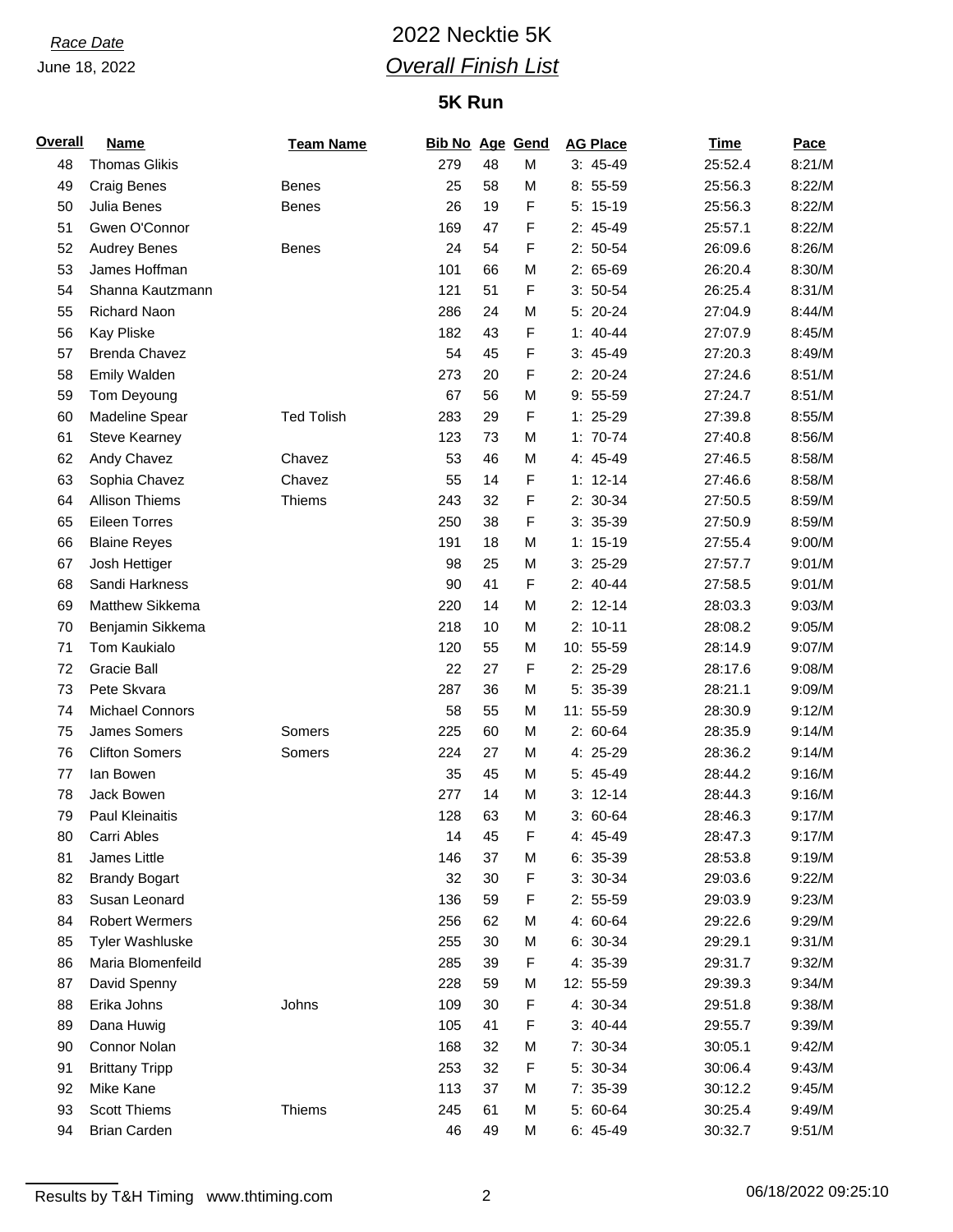*Race Date*
June 18, 2022

# 2022 Necktie 5K

## *Overall Finish List*

### 5K Run

| Overall | Name | Team Name | Bib No | Age | Gend | AG Place | Time | Pace |
|---|---|---|---|---|---|---|---|---|
| 48 | Thomas Glikis | | 279 | 48 | M | 3: 45-49 | 25:52.4 | 8:21/M |
| 49 | Craig Benes | Benes | 25 | 58 | M | 8: 55-59 | 25:56.3 | 8:22/M |
| 50 | Julia Benes | Benes | 26 | 19 | F | 5: 15-19 | 25:56.3 | 8:22/M |
| 51 | Gwen O'Connor | | 169 | 47 | F | 2: 45-49 | 25:57.1 | 8:22/M |
| 52 | Audrey Benes | Benes | 24 | 54 | F | 2: 50-54 | 26:09.6 | 8:26/M |
| 53 | James Hoffman | | 101 | 66 | M | 2: 65-69 | 26:20.4 | 8:30/M |
| 54 | Shanna Kautzmann | | 121 | 51 | F | 3: 50-54 | 26:25.4 | 8:31/M |
| 55 | Richard Naon | | 286 | 24 | M | 5: 20-24 | 27:04.9 | 8:44/M |
| 56 | Kay Pliske | | 182 | 43 | F | 1: 40-44 | 27:07.9 | 8:45/M |
| 57 | Brenda Chavez | | 54 | 45 | F | 3: 45-49 | 27:20.3 | 8:49/M |
| 58 | Emily Walden | | 273 | 20 | F | 2: 20-24 | 27:24.6 | 8:51/M |
| 59 | Tom Deyoung | | 67 | 56 | M | 9: 55-59 | 27:24.7 | 8:51/M |
| 60 | Madeline Spear | Ted Tolish | 283 | 29 | F | 1: 25-29 | 27:39.8 | 8:55/M |
| 61 | Steve Kearney | | 123 | 73 | M | 1: 70-74 | 27:40.8 | 8:56/M |
| 62 | Andy Chavez | Chavez | 53 | 46 | M | 4: 45-49 | 27:46.5 | 8:58/M |
| 63 | Sophia Chavez | Chavez | 55 | 14 | F | 1: 12-14 | 27:46.6 | 8:58/M |
| 64 | Allison Thiems | Thiems | 243 | 32 | F | 2: 30-34 | 27:50.5 | 8:59/M |
| 65 | Eileen Torres | | 250 | 38 | F | 3: 35-39 | 27:50.9 | 8:59/M |
| 66 | Blaine Reyes | | 191 | 18 | M | 1: 15-19 | 27:55.4 | 9:00/M |
| 67 | Josh Hettiger | | 98 | 25 | M | 3: 25-29 | 27:57.7 | 9:01/M |
| 68 | Sandi Harkness | | 90 | 41 | F | 2: 40-44 | 27:58.5 | 9:01/M |
| 69 | Matthew Sikkema | | 220 | 14 | M | 2: 12-14 | 28:03.3 | 9:03/M |
| 70 | Benjamin Sikkema | | 218 | 10 | M | 2: 10-11 | 28:08.2 | 9:05/M |
| 71 | Tom Kaukialo | | 120 | 55 | M | 10: 55-59 | 28:14.9 | 9:07/M |
| 72 | Gracie Ball | | 22 | 27 | F | 2: 25-29 | 28:17.6 | 9:08/M |
| 73 | Pete Skvara | | 287 | 36 | M | 5: 35-39 | 28:21.1 | 9:09/M |
| 74 | Michael Connors | | 58 | 55 | M | 11: 55-59 | 28:30.9 | 9:12/M |
| 75 | James Somers | Somers | 225 | 60 | M | 2: 60-64 | 28:35.9 | 9:14/M |
| 76 | Clifton Somers | Somers | 224 | 27 | M | 4: 25-29 | 28:36.2 | 9:14/M |
| 77 | Ian Bowen | | 35 | 45 | M | 5: 45-49 | 28:44.2 | 9:16/M |
| 78 | Jack Bowen | | 277 | 14 | M | 3: 12-14 | 28:44.3 | 9:16/M |
| 79 | Paul Kleinaitis | | 128 | 63 | M | 3: 60-64 | 28:46.3 | 9:17/M |
| 80 | Carri Ables | | 14 | 45 | F | 4: 45-49 | 28:47.3 | 9:17/M |
| 81 | James Little | | 146 | 37 | M | 6: 35-39 | 28:53.8 | 9:19/M |
| 82 | Brandy Bogart | | 32 | 30 | F | 3: 30-34 | 29:03.6 | 9:22/M |
| 83 | Susan Leonard | | 136 | 59 | F | 2: 55-59 | 29:03.9 | 9:23/M |
| 84 | Robert Wermers | | 256 | 62 | M | 4: 60-64 | 29:22.6 | 9:29/M |
| 85 | Tyler Washluske | | 255 | 30 | M | 6: 30-34 | 29:29.1 | 9:31/M |
| 86 | Maria Blomenfeild | | 285 | 39 | F | 4: 35-39 | 29:31.7 | 9:32/M |
| 87 | David Spenny | | 228 | 59 | M | 12: 55-59 | 29:39.3 | 9:34/M |
| 88 | Erika Johns | Johns | 109 | 30 | F | 4: 30-34 | 29:51.8 | 9:38/M |
| 89 | Dana Huwig | | 105 | 41 | F | 3: 40-44 | 29:55.7 | 9:39/M |
| 90 | Connor Nolan | | 168 | 32 | M | 7: 30-34 | 30:05.1 | 9:42/M |
| 91 | Brittany Tripp | | 253 | 32 | F | 5: 30-34 | 30:06.4 | 9:43/M |
| 92 | Mike Kane | | 113 | 37 | M | 7: 35-39 | 30:12.2 | 9:45/M |
| 93 | Scott Thiems | Thiems | 245 | 61 | M | 5: 60-64 | 30:25.4 | 9:49/M |
| 94 | Brian Carden | | 46 | 49 | M | 6: 45-49 | 30:32.7 | 9:51/M |

Results by T&H Timing www.thtiming.com 06/18/2022 09:25:10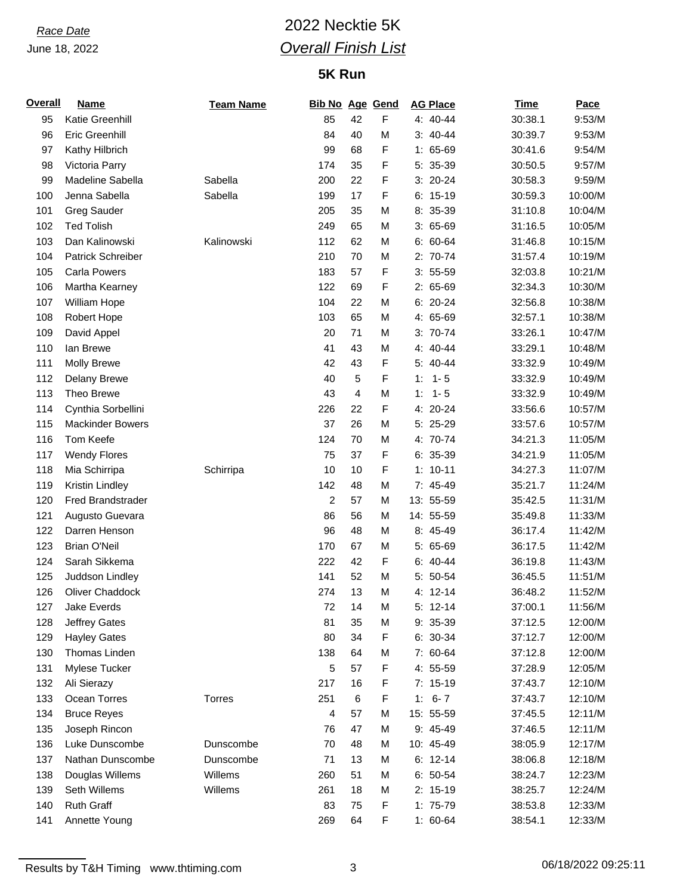*Race Date*

June 18, 2022

# 2022 Necktie 5K

## *Overall Finish List*

### 5K Run

| Overall | Name | Team Name | Bib No | Age | Gend | AG Place | Time | Pace |
|---|---|---|---|---|---|---|---|---|
| 95 | Katie Greenhill | | 85 | 42 | F | 4: 40-44 | 30:38.1 | 9:53/M |
| 96 | Eric Greenhill | | 84 | 40 | M | 3: 40-44 | 30:39.7 | 9:53/M |
| 97 | Kathy Hilbrich | | 99 | 68 | F | 1: 65-69 | 30:41.6 | 9:54/M |
| 98 | Victoria Parry | | 174 | 35 | F | 5: 35-39 | 30:50.5 | 9:57/M |
| 99 | Madeline Sabella | Sabella | 200 | 22 | F | 3: 20-24 | 30:58.3 | 9:59/M |
| 100 | Jenna Sabella | Sabella | 199 | 17 | F | 6: 15-19 | 30:59.3 | 10:00/M |
| 101 | Greg Sauder | | 205 | 35 | M | 8: 35-39 | 31:10.8 | 10:04/M |
| 102 | Ted Tolish | | 249 | 65 | M | 3: 65-69 | 31:16.5 | 10:05/M |
| 103 | Dan Kalinowski | Kalinowski | 112 | 62 | M | 6: 60-64 | 31:46.8 | 10:15/M |
| 104 | Patrick Schreiber | | 210 | 70 | M | 2: 70-74 | 31:57.4 | 10:19/M |
| 105 | Carla Powers | | 183 | 57 | F | 3: 55-59 | 32:03.8 | 10:21/M |
| 106 | Martha Kearney | | 122 | 69 | F | 2: 65-69 | 32:34.3 | 10:30/M |
| 107 | William Hope | | 104 | 22 | M | 6: 20-24 | 32:56.8 | 10:38/M |
| 108 | Robert Hope | | 103 | 65 | M | 4: 65-69 | 32:57.1 | 10:38/M |
| 109 | David Appel | | 20 | 71 | M | 3: 70-74 | 33:26.1 | 10:47/M |
| 110 | Ian Brewe | | 41 | 43 | M | 4: 40-44 | 33:29.1 | 10:48/M |
| 111 | Molly Brewe | | 42 | 43 | F | 5: 40-44 | 33:32.9 | 10:49/M |
| 112 | Delany Brewe | | 40 | 5 | F | 1: 1- 5 | 33:32.9 | 10:49/M |
| 113 | Theo Brewe | | 43 | 4 | M | 1: 1- 5 | 33:32.9 | 10:49/M |
| 114 | Cynthia Sorbellini | | 226 | 22 | F | 4: 20-24 | 33:56.6 | 10:57/M |
| 115 | Mackinder Bowers | | 37 | 26 | M | 5: 25-29 | 33:57.6 | 10:57/M |
| 116 | Tom Keefe | | 124 | 70 | M | 4: 70-74 | 34:21.3 | 11:05/M |
| 117 | Wendy Flores | | 75 | 37 | F | 6: 35-39 | 34:21.9 | 11:05/M |
| 118 | Mia Schirripa | Schirripa | 10 | 10 | F | 1: 10-11 | 34:27.3 | 11:07/M |
| 119 | Kristin Lindley | | 142 | 48 | M | 7: 45-49 | 35:21.7 | 11:24/M |
| 120 | Fred Brandstrader | | 2 | 57 | M | 13: 55-59 | 35:42.5 | 11:31/M |
| 121 | Augusto Guevara | | 86 | 56 | M | 14: 55-59 | 35:49.8 | 11:33/M |
| 122 | Darren Henson | | 96 | 48 | M | 8: 45-49 | 36:17.4 | 11:42/M |
| 123 | Brian O'Neil | | 170 | 67 | M | 5: 65-69 | 36:17.5 | 11:42/M |
| 124 | Sarah Sikkema | | 222 | 42 | F | 6: 40-44 | 36:19.8 | 11:43/M |
| 125 | Juddson Lindley | | 141 | 52 | M | 5: 50-54 | 36:45.5 | 11:51/M |
| 126 | Oliver Chaddock | | 274 | 13 | M | 4: 12-14 | 36:48.2 | 11:52/M |
| 127 | Jake Everds | | 72 | 14 | M | 5: 12-14 | 37:00.1 | 11:56/M |
| 128 | Jeffrey Gates | | 81 | 35 | M | 9: 35-39 | 37:12.5 | 12:00/M |
| 129 | Hayley Gates | | 80 | 34 | F | 6: 30-34 | 37:12.7 | 12:00/M |
| 130 | Thomas Linden | | 138 | 64 | M | 7: 60-64 | 37:12.8 | 12:00/M |
| 131 | Mylese Tucker | | 5 | 57 | F | 4: 55-59 | 37:28.9 | 12:05/M |
| 132 | Ali Sierazy | | 217 | 16 | F | 7: 15-19 | 37:43.7 | 12:10/M |
| 133 | Ocean Torres | Torres | 251 | 6 | F | 1: 6- 7 | 37:43.7 | 12:10/M |
| 134 | Bruce Reyes | | 4 | 57 | M | 15: 55-59 | 37:45.5 | 12:11/M |
| 135 | Joseph Rincon | | 76 | 47 | M | 9: 45-49 | 37:46.5 | 12:11/M |
| 136 | Luke Dunscombe | Dunscombe | 70 | 48 | M | 10: 45-49 | 38:05.9 | 12:17/M |
| 137 | Nathan Dunscombe | Dunscombe | 71 | 13 | M | 6: 12-14 | 38:06.8 | 12:18/M |
| 138 | Douglas Willems | Willems | 260 | 51 | M | 6: 50-54 | 38:24.7 | 12:23/M |
| 139 | Seth Willems | Willems | 261 | 18 | M | 2: 15-19 | 38:25.7 | 12:24/M |
| 140 | Ruth Graff | | 83 | 75 | F | 1: 75-79 | 38:53.8 | 12:33/M |
| 141 | Annette Young | | 269 | 64 | F | 1: 60-64 | 38:54.1 | 12:33/M |

Results by T&H Timing www.thtiming.com 06/18/2022 09:25:11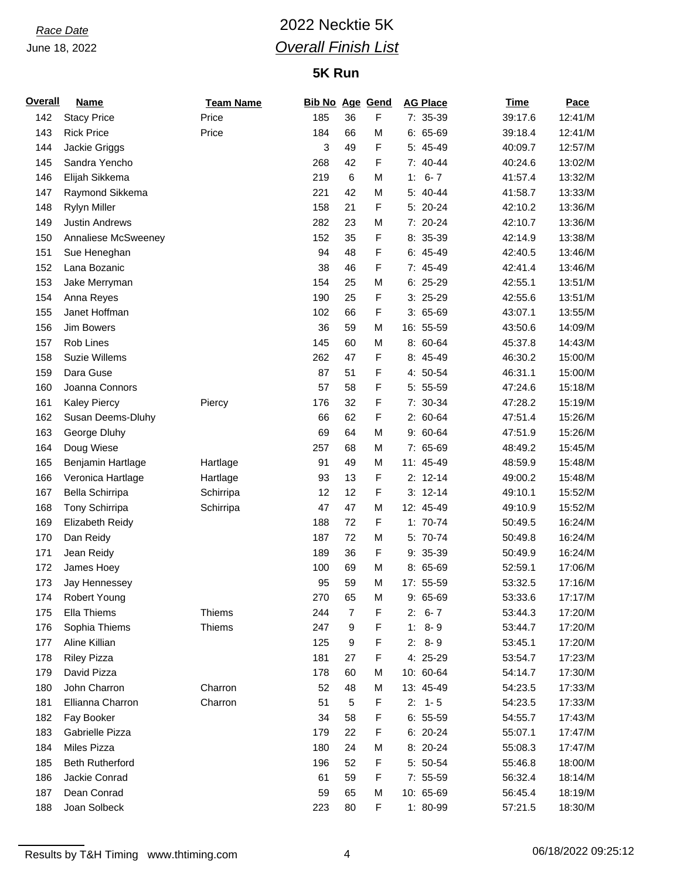*Race Date*

June 18, 2022

# 2022 Necktie 5K

## *Overall Finish List*

### 5K Run

| Overall | Name | Team Name | Bib No | Age | Gend | AG Place | Time | Pace |
|---|---|---|---|---|---|---|---|---|
| 142 | Stacy Price | Price | 185 | 36 | F | 7: 35-39 | 39:17.6 | 12:41/M |
| 143 | Rick Price | Price | 184 | 66 | M | 6: 65-69 | 39:18.4 | 12:41/M |
| 144 | Jackie Griggs | | 3 | 49 | F | 5: 45-49 | 40:09.7 | 12:57/M |
| 145 | Sandra Yencho | | 268 | 42 | F | 7: 40-44 | 40:24.6 | 13:02/M |
| 146 | Elijah Sikkema | | 219 | 6 | M | 1: 6- 7 | 41:57.4 | 13:32/M |
| 147 | Raymond Sikkema | | 221 | 42 | M | 5: 40-44 | 41:58.7 | 13:33/M |
| 148 | Rylyn Miller | | 158 | 21 | F | 5: 20-24 | 42:10.2 | 13:36/M |
| 149 | Justin Andrews | | 282 | 23 | M | 7: 20-24 | 42:10.7 | 13:36/M |
| 150 | Annaliese McSweeney | | 152 | 35 | F | 8: 35-39 | 42:14.9 | 13:38/M |
| 151 | Sue Heneghan | | 94 | 48 | F | 6: 45-49 | 42:40.5 | 13:46/M |
| 152 | Lana Bozanic | | 38 | 46 | F | 7: 45-49 | 42:41.4 | 13:46/M |
| 153 | Jake Merryman | | 154 | 25 | M | 6: 25-29 | 42:55.1 | 13:51/M |
| 154 | Anna Reyes | | 190 | 25 | F | 3: 25-29 | 42:55.6 | 13:51/M |
| 155 | Janet Hoffman | | 102 | 66 | F | 3: 65-69 | 43:07.1 | 13:55/M |
| 156 | Jim Bowers | | 36 | 59 | M | 16: 55-59 | 43:50.6 | 14:09/M |
| 157 | Rob Lines | | 145 | 60 | M | 8: 60-64 | 45:37.8 | 14:43/M |
| 158 | Suzie Willems | | 262 | 47 | F | 8: 45-49 | 46:30.2 | 15:00/M |
| 159 | Dara Guse | | 87 | 51 | F | 4: 50-54 | 46:31.1 | 15:00/M |
| 160 | Joanna Connors | | 57 | 58 | F | 5: 55-59 | 47:24.6 | 15:18/M |
| 161 | Kaley Piercy | Piercy | 176 | 32 | F | 7: 30-34 | 47:28.2 | 15:19/M |
| 162 | Susan Deems-Dluhy | | 66 | 62 | F | 2: 60-64 | 47:51.4 | 15:26/M |
| 163 | George Dluhy | | 69 | 64 | M | 9: 60-64 | 47:51.9 | 15:26/M |
| 164 | Doug Wiese | | 257 | 68 | M | 7: 65-69 | 48:49.2 | 15:45/M |
| 165 | Benjamin Hartlage | Hartlage | 91 | 49 | M | 11: 45-49 | 48:59.9 | 15:48/M |
| 166 | Veronica Hartlage | Hartlage | 93 | 13 | F | 2: 12-14 | 49:00.2 | 15:48/M |
| 167 | Bella Schirripa | Schirripa | 12 | 12 | F | 3: 12-14 | 49:10.1 | 15:52/M |
| 168 | Tony Schirripa | Schirripa | 47 | 47 | M | 12: 45-49 | 49:10.9 | 15:52/M |
| 169 | Elizabeth Reidy | | 188 | 72 | F | 1: 70-74 | 50:49.5 | 16:24/M |
| 170 | Dan Reidy | | 187 | 72 | M | 5: 70-74 | 50:49.8 | 16:24/M |
| 171 | Jean Reidy | | 189 | 36 | F | 9: 35-39 | 50:49.9 | 16:24/M |
| 172 | James Hoey | | 100 | 69 | M | 8: 65-69 | 52:59.1 | 17:06/M |
| 173 | Jay Hennessey | | 95 | 59 | M | 17: 55-59 | 53:32.5 | 17:16/M |
| 174 | Robert Young | | 270 | 65 | M | 9: 65-69 | 53:33.6 | 17:17/M |
| 175 | Ella Thiems | Thiems | 244 | 7 | F | 2: 6- 7 | 53:44.3 | 17:20/M |
| 176 | Sophia Thiems | Thiems | 247 | 9 | F | 1: 8- 9 | 53:44.7 | 17:20/M |
| 177 | Aline Killian | | 125 | 9 | F | 2: 8- 9 | 53:45.1 | 17:20/M |
| 178 | Riley Pizza | | 181 | 27 | F | 4: 25-29 | 53:54.7 | 17:23/M |
| 179 | David Pizza | | 178 | 60 | M | 10: 60-64 | 54:14.7 | 17:30/M |
| 180 | John Charron | Charron | 52 | 48 | M | 13: 45-49 | 54:23.5 | 17:33/M |
| 181 | Ellianna Charron | Charron | 51 | 5 | F | 2: 1- 5 | 54:23.5 | 17:33/M |
| 182 | Fay Booker | | 34 | 58 | F | 6: 55-59 | 54:55.7 | 17:43/M |
| 183 | Gabrielle Pizza | | 179 | 22 | F | 6: 20-24 | 55:07.1 | 17:47/M |
| 184 | Miles Pizza | | 180 | 24 | M | 8: 20-24 | 55:08.3 | 17:47/M |
| 185 | Beth Rutherford | | 196 | 52 | F | 5: 50-54 | 55:46.8 | 18:00/M |
| 186 | Jackie Conrad | | 61 | 59 | F | 7: 55-59 | 56:32.4 | 18:14/M |
| 187 | Dean Conrad | | 59 | 65 | M | 10: 65-69 | 56:45.4 | 18:19/M |
| 188 | Joan Solbeck | | 223 | 80 | F | 1: 80-99 | 57:21.5 | 18:30/M |

Results by T&H Timing www.thtiming.com 06/18/2022 09:25:12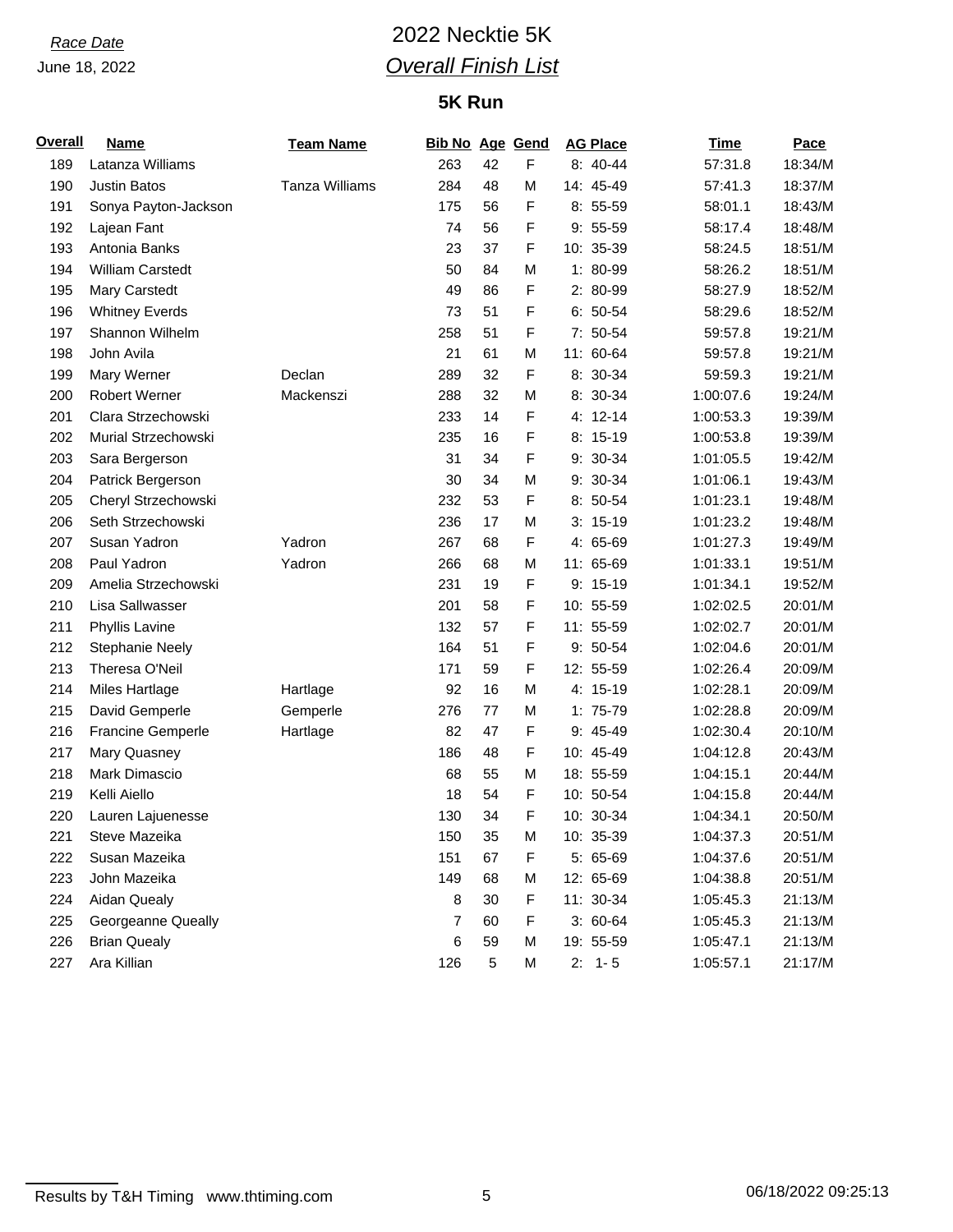*Race Date*

June 18, 2022

# 2022 Necktie 5K

## *Overall Finish List*

### 5K Run

| Overall | Name | Team Name | Bib No | Age | Gend | AG Place | Time | Pace |
|---|---|---|---|---|---|---|---|---|
| 189 | Latanza Williams | | 263 | 42 | F | 8: 40-44 | 57:31.8 | 18:34/M |
| 190 | Justin Batos | Tanza Williams | 284 | 48 | M | 14: 45-49 | 57:41.3 | 18:37/M |
| 191 | Sonya Payton-Jackson | | 175 | 56 | F | 8: 55-59 | 58:01.1 | 18:43/M |
| 192 | Lajean Fant | | 74 | 56 | F | 9: 55-59 | 58:17.4 | 18:48/M |
| 193 | Antonia Banks | | 23 | 37 | F | 10: 35-39 | 58:24.5 | 18:51/M |
| 194 | William Carstedt | | 50 | 84 | M | 1: 80-99 | 58:26.2 | 18:51/M |
| 195 | Mary Carstedt | | 49 | 86 | F | 2: 80-99 | 58:27.9 | 18:52/M |
| 196 | Whitney Everds | | 73 | 51 | F | 6: 50-54 | 58:29.6 | 18:52/M |
| 197 | Shannon Wilhelm | | 258 | 51 | F | 7: 50-54 | 59:57.8 | 19:21/M |
| 198 | John Avila | | 21 | 61 | M | 11: 60-64 | 59:57.8 | 19:21/M |
| 199 | Mary Werner | Declan | 289 | 32 | F | 8: 30-34 | 59:59.3 | 19:21/M |
| 200 | Robert Werner | Mackenszi | 288 | 32 | M | 8: 30-34 | 1:00:07.6 | 19:24/M |
| 201 | Clara Strzechowski | | 233 | 14 | F | 4: 12-14 | 1:00:53.3 | 19:39/M |
| 202 | Murial Strzechowski | | 235 | 16 | F | 8: 15-19 | 1:00:53.8 | 19:39/M |
| 203 | Sara Bergerson | | 31 | 34 | F | 9: 30-34 | 1:01:05.5 | 19:42/M |
| 204 | Patrick Bergerson | | 30 | 34 | M | 9: 30-34 | 1:01:06.1 | 19:43/M |
| 205 | Cheryl Strzechowski | | 232 | 53 | F | 8: 50-54 | 1:01:23.1 | 19:48/M |
| 206 | Seth Strzechowski | | 236 | 17 | M | 3: 15-19 | 1:01:23.2 | 19:48/M |
| 207 | Susan Yadron | Yadron | 267 | 68 | F | 4: 65-69 | 1:01:27.3 | 19:49/M |
| 208 | Paul Yadron | Yadron | 266 | 68 | M | 11: 65-69 | 1:01:33.1 | 19:51/M |
| 209 | Amelia Strzechowski | | 231 | 19 | F | 9: 15-19 | 1:01:34.1 | 19:52/M |
| 210 | Lisa Sallwasser | | 201 | 58 | F | 10: 55-59 | 1:02:02.5 | 20:01/M |
| 211 | Phyllis Lavine | | 132 | 57 | F | 11: 55-59 | 1:02:02.7 | 20:01/M |
| 212 | Stephanie Neely | | 164 | 51 | F | 9: 50-54 | 1:02:04.6 | 20:01/M |
| 213 | Theresa O'Neil | | 171 | 59 | F | 12: 55-59 | 1:02:26.4 | 20:09/M |
| 214 | Miles Hartlage | Hartlage | 92 | 16 | M | 4: 15-19 | 1:02:28.1 | 20:09/M |
| 215 | David Gemperle | Gemperle | 276 | 77 | M | 1: 75-79 | 1:02:28.8 | 20:09/M |
| 216 | Francine Gemperle | Hartlage | 82 | 47 | F | 9: 45-49 | 1:02:30.4 | 20:10/M |
| 217 | Mary Quasney | | 186 | 48 | F | 10: 45-49 | 1:04:12.8 | 20:43/M |
| 218 | Mark Dimascio | | 68 | 55 | M | 18: 55-59 | 1:04:15.1 | 20:44/M |
| 219 | Kelli Aiello | | 18 | 54 | F | 10: 50-54 | 1:04:15.8 | 20:44/M |
| 220 | Lauren Lajuenesse | | 130 | 34 | F | 10: 30-34 | 1:04:34.1 | 20:50/M |
| 221 | Steve Mazeika | | 150 | 35 | M | 10: 35-39 | 1:04:37.3 | 20:51/M |
| 222 | Susan Mazeika | | 151 | 67 | F | 5: 65-69 | 1:04:37.6 | 20:51/M |
| 223 | John Mazeika | | 149 | 68 | M | 12: 65-69 | 1:04:38.8 | 20:51/M |
| 224 | Aidan Quealy | | 8 | 30 | F | 11: 30-34 | 1:05:45.3 | 21:13/M |
| 225 | Georgeanne Queally | | 7 | 60 | F | 3: 60-64 | 1:05:45.3 | 21:13/M |
| 226 | Brian Quealy | | 6 | 59 | M | 19: 55-59 | 1:05:47.1 | 21:13/M |
| 227 | Ara Killian | | 126 | 5 | M | 2: 1- 5 | 1:05:57.1 | 21:17/M |

Results by T&H Timing www.thtiming.com

06/18/2022 09:25:13